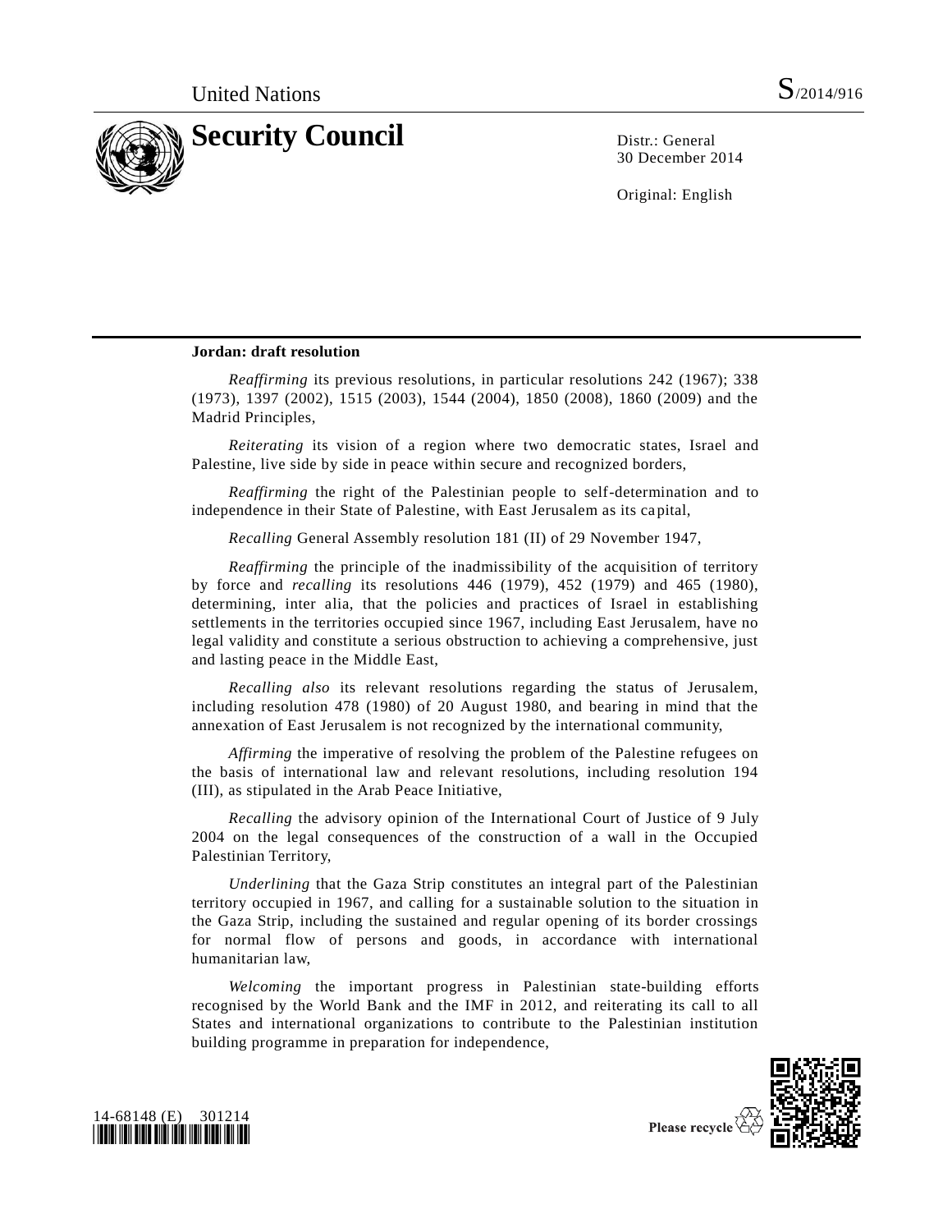United Nations S/2014/916

# Security Council

Distr.: General
30 December 2014

Original: English

**Jordan: draft resolution**

*Reaffirming* its previous resolutions, in particular resolutions 242 (1967); 338 (1973), 1397 (2002), 1515 (2003), 1544 (2004), 1850 (2008), 1860 (2009) and the Madrid Principles,

*Reiterating* its vision of a region where two democratic states, Israel and Palestine, live side by side in peace within secure and recognized borders,

*Reaffirming* the right of the Palestinian people to self-determination and to independence in their State of Palestine, with East Jerusalem as its capital,

*Recalling* General Assembly resolution 181 (II) of 29 November 1947,

*Reaffirming* the principle of the inadmissibility of the acquisition of territory by force and *recalling* its resolutions 446 (1979), 452 (1979) and 465 (1980), determining, inter alia, that the policies and practices of Israel in establishing settlements in the territories occupied since 1967, including East Jerusalem, have no legal validity and constitute a serious obstruction to achieving a comprehensive, just and lasting peace in the Middle East,

*Recalling also* its relevant resolutions regarding the status of Jerusalem, including resolution 478 (1980) of 20 August 1980, and bearing in mind that the annexation of East Jerusalem is not recognized by the international community,

*Affirming* the imperative of resolving the problem of the Palestine refugees on the basis of international law and relevant resolutions, including resolution 194 (III), as stipulated in the Arab Peace Initiative,

*Recalling* the advisory opinion of the International Court of Justice of 9 July 2004 on the legal consequences of the construction of a wall in the Occupied Palestinian Territory,

*Underlining* that the Gaza Strip constitutes an integral part of the Palestinian territory occupied in 1967, and calling for a sustainable solution to the situation in the Gaza Strip, including the sustained and regular opening of its border crossings for normal flow of persons and goods, in accordance with international humanitarian law,

*Welcoming* the important progress in Palestinian state-building efforts recognised by the World Bank and the IMF in 2012, and reiterating its call to all States and international organizations to contribute to the Palestinian institution building programme in preparation for independence,

14-68148 (E) 301214

Please recycle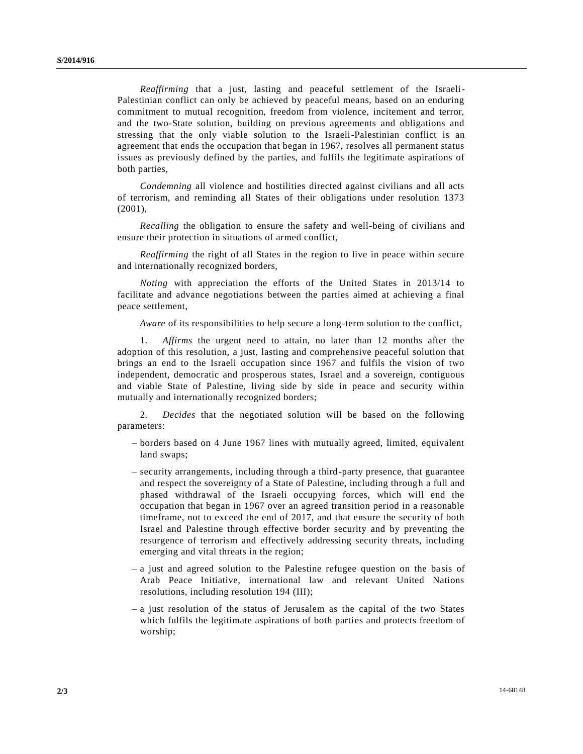*Reaffirming* that a just, lasting and peaceful settlement of the Israeli-Palestinian conflict can only be achieved by peaceful means, based on an enduring commitment to mutual recognition, freedom from violence, incitement and terror, and the two-State solution, building on previous agreements and obligations and stressing that the only viable solution to the Israeli-Palestinian conflict is an agreement that ends the occupation that began in 1967, resolves all permanent status issues as previously defined by the parties, and fulfils the legitimate aspirations of both parties,

*Condemning* all violence and hostilities directed against civilians and all acts of terrorism, and reminding all States of their obligations under resolution 1373 (2001),

*Recalling* the obligation to ensure the safety and well-being of civilians and ensure their protection in situations of armed conflict,

*Reaffirming* the right of all States in the region to live in peace within secure and internationally recognized borders,

*Noting* with appreciation the efforts of the United States in 2013/14 to facilitate and advance negotiations between the parties aimed at achieving a final peace settlement,

*Aware* of its responsibilities to help secure a long-term solution to the conflict,

1. *Affirms* the urgent need to attain, no later than 12 months after the adoption of this resolution, a just, lasting and comprehensive peaceful solution that brings an end to the Israeli occupation since 1967 and fulfils the vision of two independent, democratic and prosperous states, Israel and a sovereign, contiguous and viable State of Palestine, living side by side in peace and security within mutually and internationally recognized borders;

2. *Decides* that the negotiated solution will be based on the following parameters:

– borders based on 4 June 1967 lines with mutually agreed, limited, equivalent land swaps;

– security arrangements, including through a third-party presence, that guarantee and respect the sovereignty of a State of Palestine, including through a full and phased withdrawal of the Israeli occupying forces, which will end the occupation that began in 1967 over an agreed transition period in a reasonable timeframe, not to exceed the end of 2017, and that ensure the security of both Israel and Palestine through effective border security and by preventing the resurgence of terrorism and effectively addressing security threats, including emerging and vital threats in the region;

– a just and agreed solution to the Palestine refugee question on the basis of Arab Peace Initiative, international law and relevant United Nations resolutions, including resolution 194 (III);

– a just resolution of the status of Jerusalem as the capital of the two States which fulfils the legitimate aspirations of both parties and protects freedom of worship;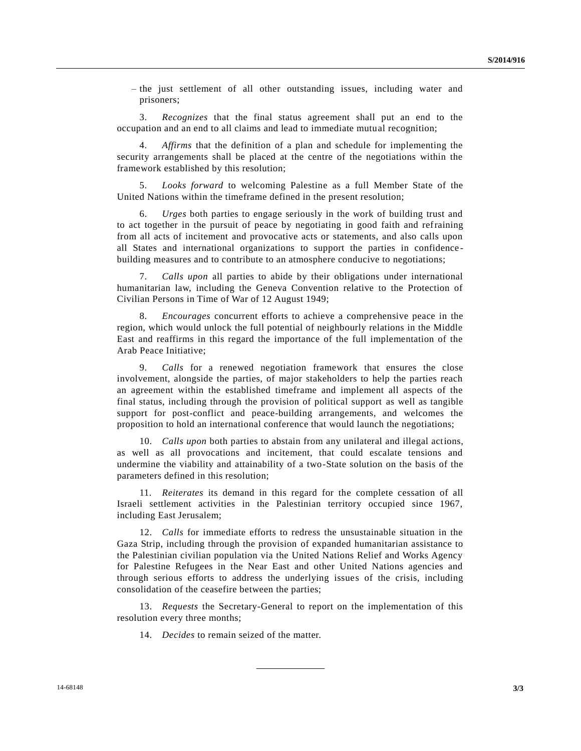– the just settlement of all other outstanding issues, including water and prisoners;

3. *Recognizes* that the final status agreement shall put an end to the occupation and an end to all claims and lead to immediate mutual recognition;

4. *Affirms* that the definition of a plan and schedule for implementing the security arrangements shall be placed at the centre of the negotiations within the framework established by this resolution;

5. *Looks forward* to welcoming Palestine as a full Member State of the United Nations within the timeframe defined in the present resolution;

6. *Urges* both parties to engage seriously in the work of building trust and to act together in the pursuit of peace by negotiating in good faith and refraining from all acts of incitement and provocative acts or statements, and also calls upon all States and international organizations to support the parties in confidence-building measures and to contribute to an atmosphere conducive to negotiations;

7. *Calls upon* all parties to abide by their obligations under international humanitarian law, including the Geneva Convention relative to the Protection of Civilian Persons in Time of War of 12 August 1949;

8. *Encourages* concurrent efforts to achieve a comprehensive peace in the region, which would unlock the full potential of neighbourly relations in the Middle East and reaffirms in this regard the importance of the full implementation of the Arab Peace Initiative;

9. *Calls* for a renewed negotiation framework that ensures the close involvement, alongside the parties, of major stakeholders to help the parties reach an agreement within the established timeframe and implement all aspects of the final status, including through the provision of political support as well as tangible support for post-conflict and peace-building arrangements, and welcomes the proposition to hold an international conference that would launch the negotiations;

10. *Calls upon* both parties to abstain from any unilateral and illegal actions, as well as all provocations and incitement, that could escalate tensions and undermine the viability and attainability of a two-State solution on the basis of the parameters defined in this resolution;

11. *Reiterates* its demand in this regard for the complete cessation of all Israeli settlement activities in the Palestinian territory occupied since 1967, including East Jerusalem;

12. *Calls* for immediate efforts to redress the unsustainable situation in the Gaza Strip, including through the provision of expanded humanitarian assistance to the Palestinian civilian population via the United Nations Relief and Works Agency for Palestine Refugees in the Near East and other United Nations agencies and through serious efforts to address the underlying issues of the crisis, including consolidation of the ceasefire between the parties;

13. *Requests* the Secretary-General to report on the implementation of this resolution every three months;

14. *Decides* to remain seized of the matter.